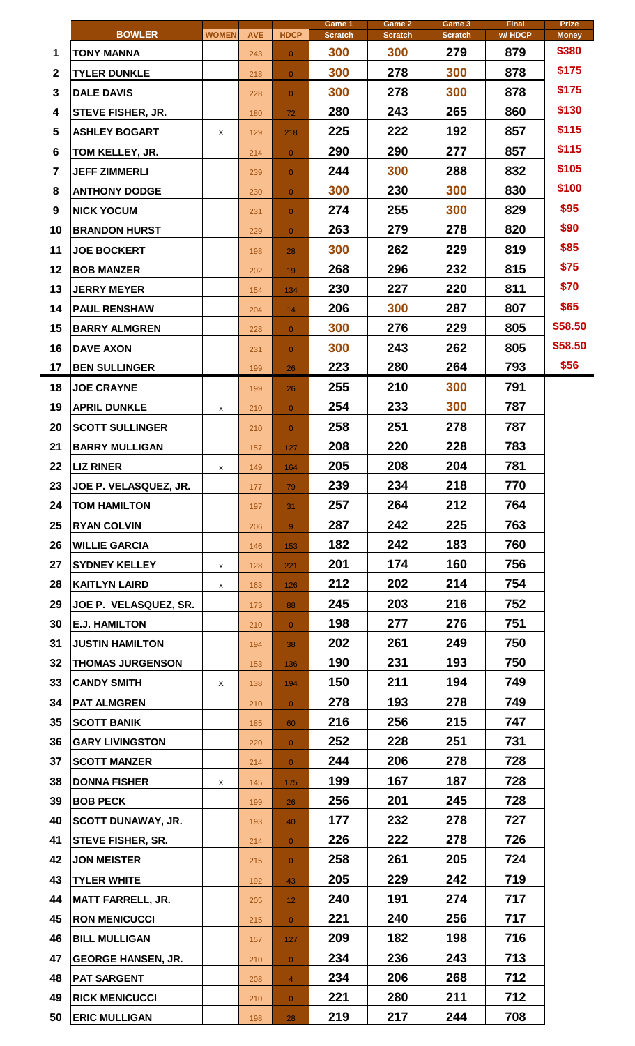| | BOWLER | WOMEN | AVE | HDCP | Game 1 Scratch | Game 2 Scratch | Game 3 Scratch | Final w/ HDCP | Prize Money |
|---|---|---|---|---|---|---|---|---|---|
| 1 | TONY MANNA | | 243 | 0 | 300 | 300 | 279 | 879 | $380 |
| 2 | TYLER DUNKLE | | 218 | 0 | 300 | 278 | 300 | 878 | $175 |
| 3 | DALE DAVIS | | 228 | 0 | 300 | 278 | 300 | 878 | $175 |
| 4 | STEVE FISHER, JR. | | 180 | 72 | 280 | 243 | 265 | 860 | $130 |
| 5 | ASHLEY BOGART | X | 129 | 218 | 225 | 222 | 192 | 857 | $115 |
| 6 | TOM KELLEY, JR. | | 214 | 0 | 290 | 290 | 277 | 857 | $115 |
| 7 | JEFF ZIMMERLI | | 239 | 0 | 244 | 300 | 288 | 832 | $105 |
| 8 | ANTHONY DODGE | | 230 | 0 | 300 | 230 | 300 | 830 | $100 |
| 9 | NICK YOCUM | | 231 | 0 | 274 | 255 | 300 | 829 | $95 |
| 10 | BRANDON HURST | | 229 | 0 | 263 | 279 | 278 | 820 | $90 |
| 11 | JOE BOCKERT | | 198 | 28 | 300 | 262 | 229 | 819 | $85 |
| 12 | BOB MANZER | | 202 | 19 | 268 | 296 | 232 | 815 | $75 |
| 13 | JERRY MEYER | | 154 | 134 | 230 | 227 | 220 | 811 | $70 |
| 14 | PAUL RENSHAW | | 204 | 14 | 206 | 300 | 287 | 807 | $65 |
| 15 | BARRY ALMGREN | | 228 | 0 | 300 | 276 | 229 | 805 | $58.50 |
| 16 | DAVE AXON | | 231 | 0 | 300 | 243 | 262 | 805 | $58.50 |
| 17 | BEN SULLINGER | | 199 | 26 | 223 | 280 | 264 | 793 | $56 |
| 18 | JOE CRAYNE | | 199 | 26 | 255 | 210 | 300 | 791 | |
| 19 | APRIL DUNKLE | x | 210 | 0 | 254 | 233 | 300 | 787 | |
| 20 | SCOTT SULLINGER | | 210 | 0 | 258 | 251 | 278 | 787 | |
| 21 | BARRY MULLIGAN | | 157 | 127 | 208 | 220 | 228 | 783 | |
| 22 | LIZ RINER | x | 149 | 164 | 205 | 208 | 204 | 781 | |
| 23 | JOE P. VELASQUEZ, JR. | | 177 | 79 | 239 | 234 | 218 | 770 | |
| 24 | TOM HAMILTON | | 197 | 31 | 257 | 264 | 212 | 764 | |
| 25 | RYAN COLVIN | | 206 | 9 | 287 | 242 | 225 | 763 | |
| 26 | WILLIE GARCIA | | 146 | 153 | 182 | 242 | 183 | 760 | |
| 27 | SYDNEY KELLEY | x | 128 | 221 | 201 | 174 | 160 | 756 | |
| 28 | KAITLYN LAIRD | x | 163 | 126 | 212 | 202 | 214 | 754 | |
| 29 | JOE P. VELASQUEZ, SR. | | 173 | 88 | 245 | 203 | 216 | 752 | |
| 30 | E.J. HAMILTON | | 210 | 0 | 198 | 277 | 276 | 751 | |
| 31 | JUSTIN HAMILTON | | 194 | 38 | 202 | 261 | 249 | 750 | |
| 32 | THOMAS JURGENSON | | 153 | 136 | 190 | 231 | 193 | 750 | |
| 33 | CANDY SMITH | X | 138 | 194 | 150 | 211 | 194 | 749 | |
| 34 | PAT ALMGREN | | 210 | 0 | 278 | 193 | 278 | 749 | |
| 35 | SCOTT BANIK | | 185 | 60 | 216 | 256 | 215 | 747 | |
| 36 | GARY LIVINGSTON | | 220 | 0 | 252 | 228 | 251 | 731 | |
| 37 | SCOTT MANZER | | 214 | 0 | 244 | 206 | 278 | 728 | |
| 38 | DONNA FISHER | X | 145 | 175 | 199 | 167 | 187 | 728 | |
| 39 | BOB PECK | | 199 | 26 | 256 | 201 | 245 | 728 | |
| 40 | SCOTT DUNAWAY, JR. | | 193 | 40 | 177 | 232 | 278 | 727 | |
| 41 | STEVE FISHER, SR. | | 214 | 0 | 226 | 222 | 278 | 726 | |
| 42 | JON MEISTER | | 215 | 0 | 258 | 261 | 205 | 724 | |
| 43 | TYLER WHITE | | 192 | 43 | 205 | 229 | 242 | 719 | |
| 44 | MATT FARRELL, JR. | | 205 | 12 | 240 | 191 | 274 | 717 | |
| 45 | RON MENICUCCI | | 215 | 0 | 221 | 240 | 256 | 717 | |
| 46 | BILL MULLIGAN | | 157 | 127 | 209 | 182 | 198 | 716 | |
| 47 | GEORGE HANSEN, JR. | | 210 | 0 | 234 | 236 | 243 | 713 | |
| 48 | PAT SARGENT | | 208 | 4 | 234 | 206 | 268 | 712 | |
| 49 | RICK MENICUCCI | | 210 | 0 | 221 | 280 | 211 | 712 | |
| 50 | ERIC MULLIGAN | | 198 | 28 | 219 | 217 | 244 | 708 | |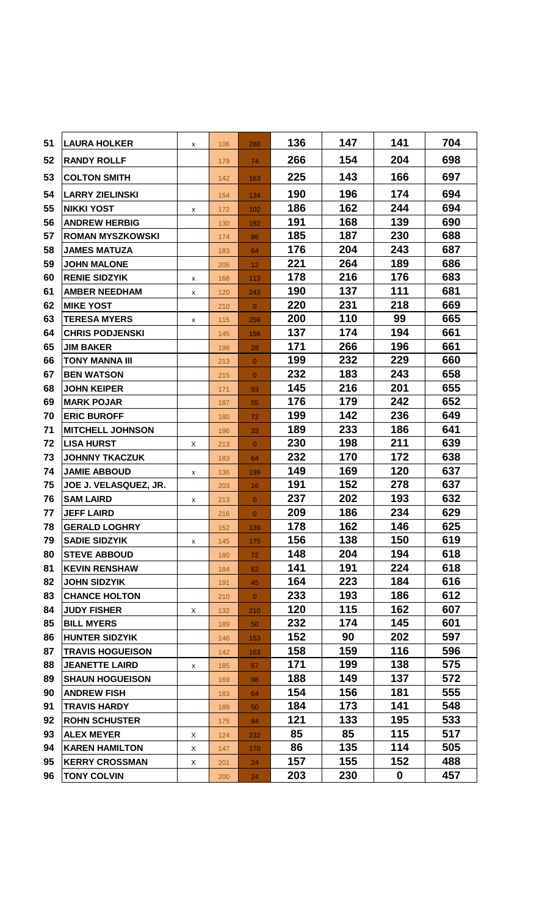| | | | | | | | | |
|---|---|---|---|---|---|---|---|---|
| 51 | LAURA HOLKER | x | 106 | 280 | 136 | 147 | 141 | 704 |
| 52 | RANDY ROLLF | | 179 | 74 | 266 | 154 | 204 | 698 |
| 53 | COLTON SMITH | | 142 | 163 | 225 | 143 | 166 | 697 |
| 54 | LARRY ZIELINSKI | | 154 | 134 | 190 | 196 | 174 | 694 |
| 55 | NIKKI YOST | x | 172 | 102 | 186 | 162 | 244 | 694 |
| 56 | ANDREW HERBIG | | 130 | 192 | 191 | 168 | 139 | 690 |
| 57 | ROMAN MYSZKOWSKI | | 174 | 86 | 185 | 187 | 230 | 688 |
| 58 | JAMES MATUZA | | 183 | 64 | 176 | 204 | 243 | 687 |
| 59 | JOHN MALONE | | 205 | 12 | 221 | 264 | 189 | 686 |
| 60 | RENIE SIDZYIK | x | 168 | 113 | 178 | 216 | 176 | 683 |
| 61 | AMBER NEEDHAM | x | 120 | 243 | 190 | 137 | 111 | 681 |
| 62 | MIKE YOST | | 210 | 0 | 220 | 231 | 218 | 669 |
| 63 | TERESA MYERS | x | 115 | 256 | 200 | 110 | 99 | 665 |
| 64 | CHRIS PODJENSKI | | 145 | 156 | 137 | 174 | 194 | 661 |
| 65 | JIM BAKER | | 198 | 28 | 171 | 266 | 196 | 661 |
| 66 | TONY MANNA III | | 213 | 0 | 199 | 232 | 229 | 660 |
| 67 | BEN WATSON | | 215 | 0 | 232 | 183 | 243 | 658 |
| 68 | JOHN KEIPER | | 171 | 93 | 145 | 216 | 201 | 655 |
| 69 | MARK POJAR | | 187 | 55 | 176 | 179 | 242 | 652 |
| 70 | ERIC BUROFF | | 180 | 72 | 199 | 142 | 236 | 649 |
| 71 | MITCHELL JOHNSON | | 196 | 33 | 189 | 233 | 186 | 641 |
| 72 | LISA HURST | X | 213 | 0 | 230 | 198 | 211 | 639 |
| 73 | JOHNNY TKACZUK | | 183 | 64 | 232 | 170 | 172 | 638 |
| 74 | JAMIE ABBOUD | x | 136 | 199 | 149 | 169 | 120 | 637 |
| 75 | JOE J. VELASQUEZ, JR. | | 203 | 16 | 191 | 152 | 278 | 637 |
| 76 | SAM LAIRD | x | 213 | 0 | 237 | 202 | 193 | 632 |
| 77 | JEFF LAIRD | | 216 | 0 | 209 | 186 | 234 | 629 |
| 78 | GERALD LOGHRY | | 152 | 139 | 178 | 162 | 146 | 625 |
| 79 | SADIE SIDZYIK | x | 145 | 175 | 156 | 138 | 150 | 619 |
| 80 | STEVE ABBOUD | | 180 | 72 | 148 | 204 | 194 | 618 |
| 81 | KEVIN RENSHAW | | 184 | 62 | 141 | 191 | 224 | 618 |
| 82 | JOHN SIDZYIK | | 191 | 45 | 164 | 223 | 184 | 616 |
| 83 | CHANCE HOLTON | | 210 | 0 | 233 | 193 | 186 | 612 |
| 84 | JUDY FISHER | X | 132 | 210 | 120 | 115 | 162 | 607 |
| 85 | BILL MYERS | | 189 | 50 | 232 | 174 | 145 | 601 |
| 86 | HUNTER SIDZYIK | | 146 | 153 | 152 | 90 | 202 | 597 |
| 87 | TRAVIS HOGUEISON | | 142 | 163 | 158 | 159 | 116 | 596 |
| 88 | JEANETTE LAIRD | x | 185 | 67 | 171 | 199 | 138 | 575 |
| 89 | SHAUN HOGUEISON | | 169 | 98 | 188 | 149 | 137 | 572 |
| 90 | ANDREW FISH | | 183 | 64 | 154 | 156 | 181 | 555 |
| 91 | TRAVIS HARDY | | 189 | 50 | 184 | 173 | 141 | 548 |
| 92 | ROHN SCHUSTER | | 175 | 84 | 121 | 133 | 195 | 533 |
| 93 | ALEX MEYER | X | 124 | 232 | 85 | 85 | 115 | 517 |
| 94 | KAREN HAMILTON | X | 147 | 170 | 86 | 135 | 114 | 505 |
| 95 | KERRY CROSSMAN | X | 201 | 24 | 157 | 155 | 152 | 488 |
| 96 | TONY COLVIN | | 200 | 24 | 203 | 230 | 0 | 457 |